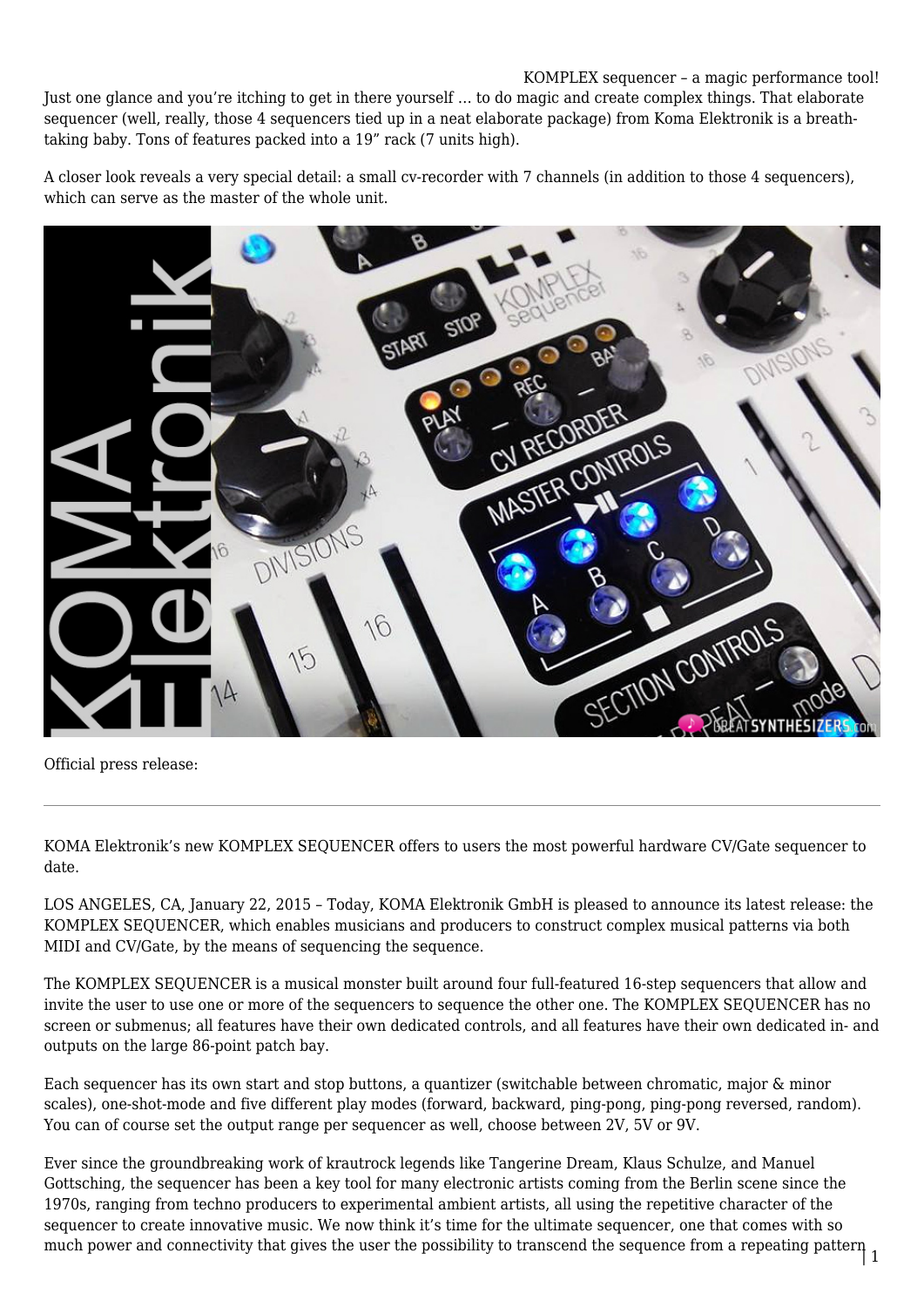# KOMPLEX sequencer – a magic performance tool!

Just one glance and you're itching to get in there yourself … to do magic and create complex things. That elaborate sequencer (well, really, those 4 sequencers tied up in a neat elaborate package) from Koma Elektronik is a breath-taking baby. Tons of features packed into a 19" rack (7 units high).

A closer look reveals a very special detail: a small cv-recorder with 7 channels (in addition to those 4 sequencers), which can serve as the master of the whole unit.

Official press release:

---

KOMA Elektronik's new KOMPLEX SEQUENCER offers to users the most powerful hardware CV/Gate sequencer to date.

LOS ANGELES, CA, January 22, 2015 – Today, KOMA Elektronik GmbH is pleased to announce its latest release: the KOMPLEX SEQUENCER, which enables musicians and producers to construct complex musical patterns via both MIDI and CV/Gate, by the means of sequencing the sequence.

The KOMPLEX SEQUENCER is a musical monster built around four full-featured 16-step sequencers that allow and invite the user to use one or more of the sequencers to sequence the other one. The KOMPLEX SEQUENCER has no screen or submenus; all features have their own dedicated controls, and all features have their own dedicated in- and outputs on the large 86-point patch bay.

Each sequencer has its own start and stop buttons, a quantizer (switchable between chromatic, major & minor scales), one-shot-mode and five different play modes (forward, backward, ping-pong, ping-pong reversed, random). You can of course set the output range per sequencer as well, choose between 2V, 5V or 9V.

Ever since the groundbreaking work of krautrock legends like Tangerine Dream, Klaus Schulze, and Manuel Gottsching, the sequencer has been a key tool for many electronic artists coming from the Berlin scene since the 1970s, ranging from techno producers to experimental ambient artists, all using the repetitive character of the sequencer to create innovative music. We now think it's time for the ultimate sequencer, one that comes with so much power and connectivity that gives the user the possibility to transcend the sequence from a repeating pattern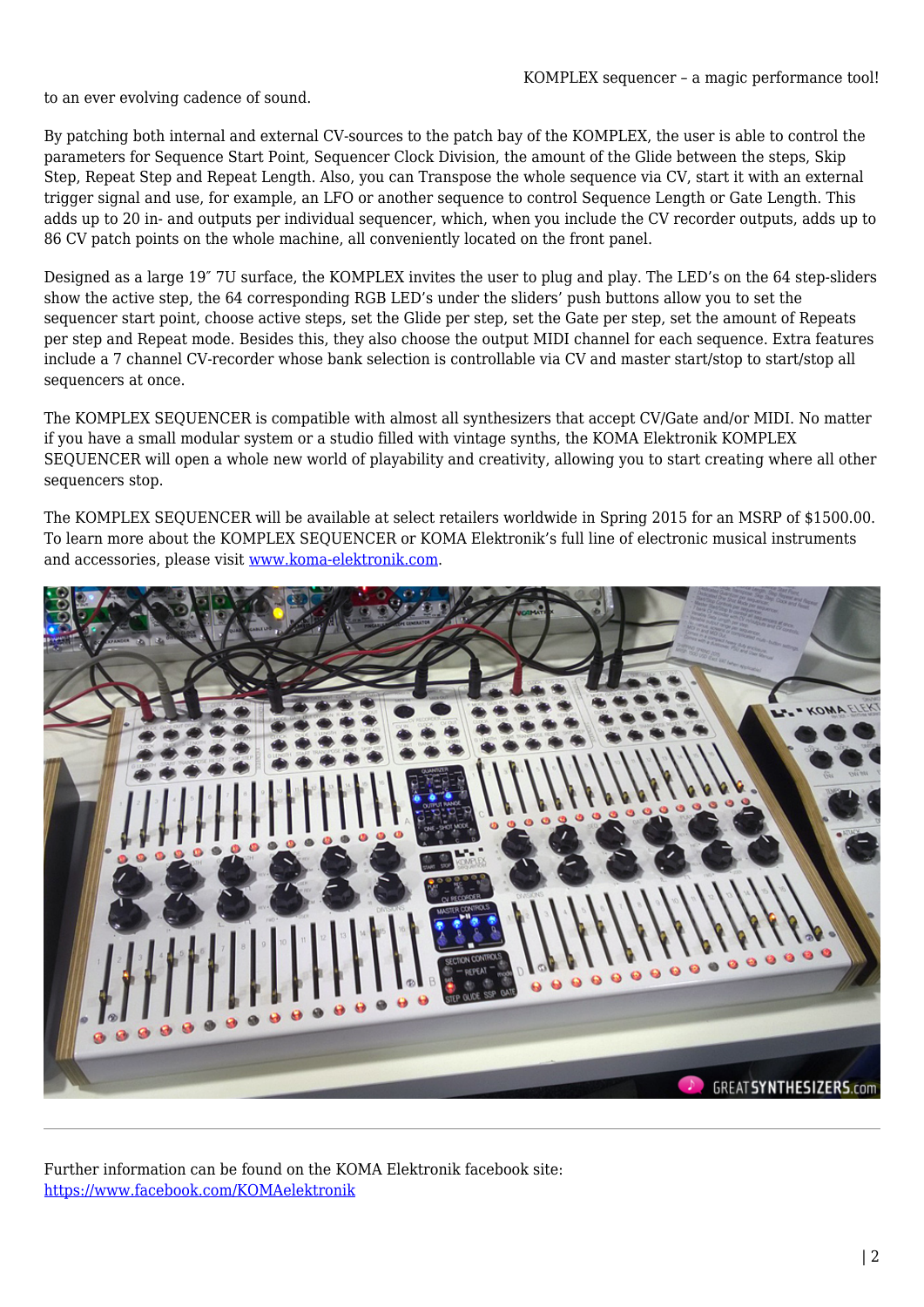to an ever evolving cadence of sound.

By patching both internal and external CV-sources to the patch bay of the KOMPLEX, the user is able to control the parameters for Sequence Start Point, Sequencer Clock Division, the amount of the Glide between the steps, Skip Step, Repeat Step and Repeat Length. Also, you can Transpose the whole sequence via CV, start it with an external trigger signal and use, for example, an LFO or another sequence to control Sequence Length or Gate Length. This adds up to 20 in- and outputs per individual sequencer, which, when you include the CV recorder outputs, adds up to 86 CV patch points on the whole machine, all conveniently located on the front panel.

Designed as a large 19″ 7U surface, the KOMPLEX invites the user to plug and play. The LED's on the 64 step-sliders show the active step, the 64 corresponding RGB LED's under the sliders' push buttons allow you to set the sequencer start point, choose active steps, set the Glide per step, set the Gate per step, set the amount of Repeats per step and Repeat mode. Besides this, they also choose the output MIDI channel for each sequence. Extra features include a 7 channel CV-recorder whose bank selection is controllable via CV and master start/stop to start/stop all sequencers at once.

The KOMPLEX SEQUENCER is compatible with almost all synthesizers that accept CV/Gate and/or MIDI. No matter if you have a small modular system or a studio filled with vintage synths, the KOMA Elektronik KOMPLEX SEQUENCER will open a whole new world of playability and creativity, allowing you to start creating where all other sequencers stop.

The KOMPLEX SEQUENCER will be available at select retailers worldwide in Spring 2015 for an MSRP of $1500.00. To learn more about the KOMPLEX SEQUENCER or KOMA Elektronik's full line of electronic musical instruments and accessories, please visit [www.koma-elektronik.com](http://www.koma-elektronik.com).

---

Further information can be found on the KOMA Elektronik facebook site:
[https://www.facebook.com/KOMAelektronik](https://www.facebook.com/KOMAelektronik)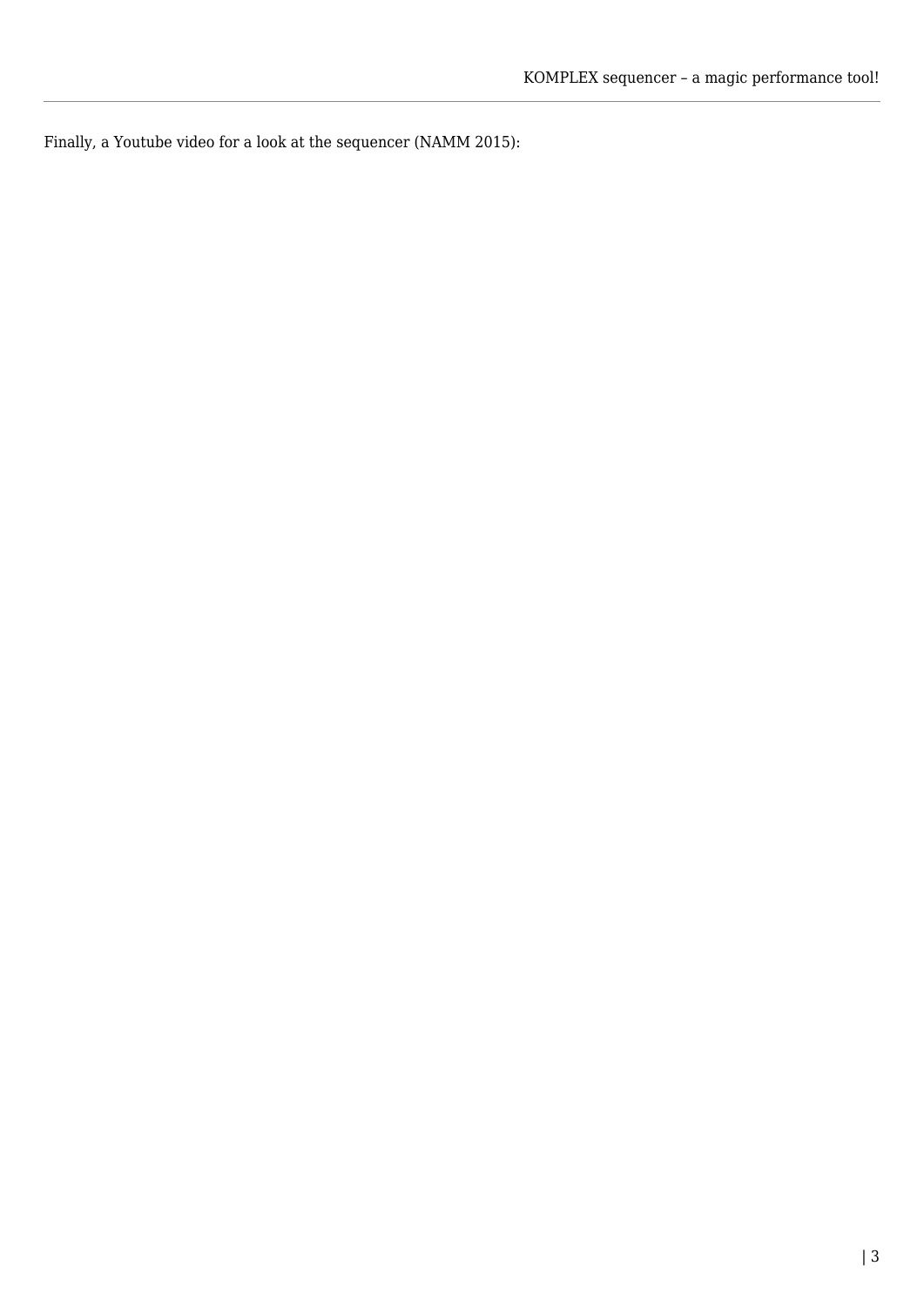Finally, a Youtube video for a look at the sequencer (NAMM 2015):